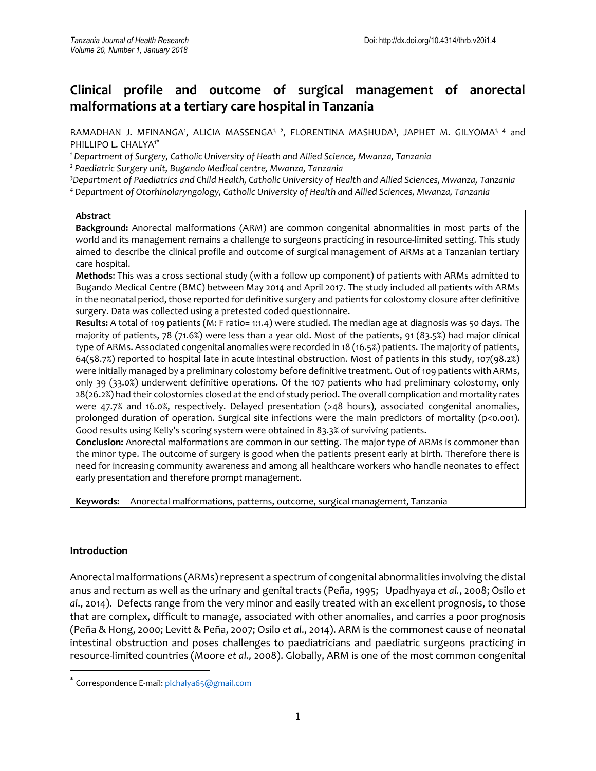# Clinical profile and outcome of surgical management of anorectal malformations at a tertiary care hospital in Tanzania

RAMADHAN J. MFINANGA[1], ALICIA MASSENGA[1, 2], FLORENTINA MASHUDA[3], JAPHET M. GILYOMA[1, 4] and PHILLIPO L. CHALYA[1*]

[1] *Department of Surgery, Catholic University of Heath and Allied Science, Mwanza, Tanzania*
[2] *Paediatric Surgery unit, Bugando Medical centre, Mwanza, Tanzania*
[3] *Department of Paediatrics and Child Health, Catholic University of Health and Allied Sciences, Mwanza, Tanzania*
[4] *Department of Otorhinolaryngology, Catholic University of Health and Allied Sciences, Mwanza, Tanzania*

**Abstract**

**Background:** Anorectal malformations (ARM) are common congenital abnormalities in most parts of the world and its management remains a challenge to surgeons practicing in resource-limited setting. This study aimed to describe the clinical profile and outcome of surgical management of ARMs at a Tanzanian tertiary care hospital.

**Methods**: This was a cross sectional study (with a follow up component) of patients with ARMs admitted to Bugando Medical Centre (BMC) between May 2014 and April 2017. The study included all patients with ARMs in the neonatal period, those reported for definitive surgery and patients for colostomy closure after definitive surgery. Data was collected using a pretested coded questionnaire.

**Results:** A total of 109 patients (M: F ratio= 1:1.4) were studied. The median age at diagnosis was 50 days. The majority of patients, 78 (71.6%) were less than a year old. Most of the patients, 91 (83.5%) had major clinical type of ARMs. Associated congenital anomalies were recorded in 18 (16.5%) patients. The majority of patients, 64(58.7%) reported to hospital late in acute intestinal obstruction. Most of patients in this study, 107(98.2%) were initially managed by a preliminary colostomy before definitive treatment. Out of 109 patients with ARMs, only 39 (33.0%) underwent definitive operations. Of the 107 patients who had preliminary colostomy, only 28(26.2%) had their colostomies closed at the end of study period. The overall complication and mortality rates were 47.7% and 16.0%, respectively. Delayed presentation (>48 hours), associated congenital anomalies, prolonged duration of operation. Surgical site infections were the main predictors of mortality (p<0.001). Good results using Kelly's scoring system were obtained in 83.3% of surviving patients.

**Conclusion:** Anorectal malformations are common in our setting. The major type of ARMs is commoner than the minor type. The outcome of surgery is good when the patients present early at birth. Therefore there is need for increasing community awareness and among all healthcare workers who handle neonates to effect early presentation and therefore prompt management.

**Keywords:** Anorectal malformations, patterns, outcome, surgical management, Tanzania

## Introduction

Anorectal malformations (ARMs) represent a spectrum of congenital abnormalities involving the distal anus and rectum as well as the urinary and genital tracts (Peña, 1995; Upadhyaya *et al.*, 2008; Osilo *et al*., 2014). Defects range from the very minor and easily treated with an excellent prognosis, to those that are complex, difficult to manage, associated with other anomalies, and carries a poor prognosis (Peña & Hong, 2000; Levitt & Peña, 2007; Osilo *et al*., 2014). ARM is the commonest cause of neonatal intestinal obstruction and poses challenges to paediatricians and paediatric surgeons practicing in resource-limited countries (Moore *et al.,* 2008). Globally, ARM is one of the most common congenital

[*] Correspondence E-mail: plchalya65@gmail.com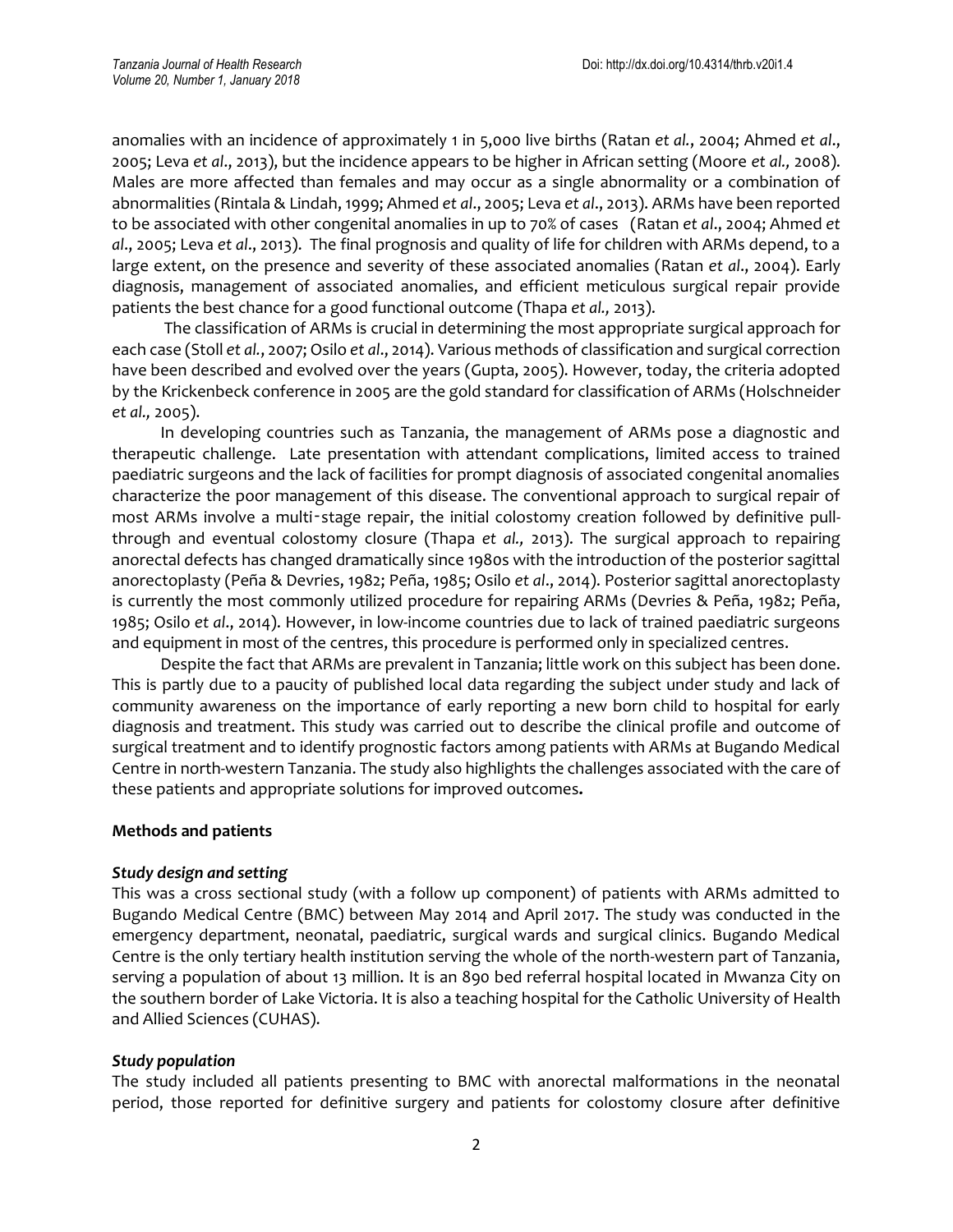anomalies with an incidence of approximately 1 in 5,000 live births (Ratan *et al.*, 2004; Ahmed *et al*., 2005; Leva *et al*., 2013), but the incidence appears to be higher in African setting (Moore *et al.,* 2008). Males are more affected than females and may occur as a single abnormality or a combination of abnormalities (Rintala & Lindah, 1999; Ahmed *et al*., 2005; Leva *et al*., 2013). ARMs have been reported to be associated with other congenital anomalies in up to 70% of cases (Ratan *et al*., 2004; Ahmed *et al*., 2005; Leva *et al*., 2013). The final prognosis and quality of life for children with ARMs depend, to a large extent, on the presence and severity of these associated anomalies (Ratan *et al*., 2004). Early diagnosis, management of associated anomalies, and efficient meticulous surgical repair provide patients the best chance for a good functional outcome (Thapa *et al.,* 2013).

The classification of ARMs is crucial in determining the most appropriate surgical approach for each case (Stoll *et al.*, 2007; Osilo *et al*., 2014). Various methods of classification and surgical correction have been described and evolved over the years (Gupta, 2005). However, today, the criteria adopted by the Krickenbeck conference in 2005 are the gold standard for classification of ARMs (Holschneider *et al.,* 2005).

In developing countries such as Tanzania, the management of ARMs pose a diagnostic and therapeutic challenge. Late presentation with attendant complications, limited access to trained paediatric surgeons and the lack of facilities for prompt diagnosis of associated congenital anomalies characterize the poor management of this disease. The conventional approach to surgical repair of most ARMs involve a multi-stage repair, the initial colostomy creation followed by definitive pull-through and eventual colostomy closure (Thapa *et al.,* 2013). The surgical approach to repairing anorectal defects has changed dramatically since 1980s with the introduction of the posterior sagittal anorectoplasty (Peña & Devries, 1982; Peña, 1985; Osilo *et al*., 2014). Posterior sagittal anorectoplasty is currently the most commonly utilized procedure for repairing ARMs (Devries & Peña, 1982; Peña, 1985; Osilo *et al*., 2014). However, in low-income countries due to lack of trained paediatric surgeons and equipment in most of the centres, this procedure is performed only in specialized centres.

Despite the fact that ARMs are prevalent in Tanzania; little work on this subject has been done. This is partly due to a paucity of published local data regarding the subject under study and lack of community awareness on the importance of early reporting a new born child to hospital for early diagnosis and treatment. This study was carried out to describe the clinical profile and outcome of surgical treatment and to identify prognostic factors among patients with ARMs at Bugando Medical Centre in north-western Tanzania. The study also highlights the challenges associated with the care of these patients and appropriate solutions for improved outcomes**.**

## Methods and patients

### *Study design and setting*

This was a cross sectional study (with a follow up component) of patients with ARMs admitted to Bugando Medical Centre (BMC) between May 2014 and April 2017. The study was conducted in the emergency department, neonatal, paediatric, surgical wards and surgical clinics. Bugando Medical Centre is the only tertiary health institution serving the whole of the north-western part of Tanzania, serving a population of about 13 million. It is an 890 bed referral hospital located in Mwanza City on the southern border of Lake Victoria. It is also a teaching hospital for the Catholic University of Health and Allied Sciences (CUHAS).

### *Study population*

The study included all patients presenting to BMC with anorectal malformations in the neonatal period, those reported for definitive surgery and patients for colostomy closure after definitive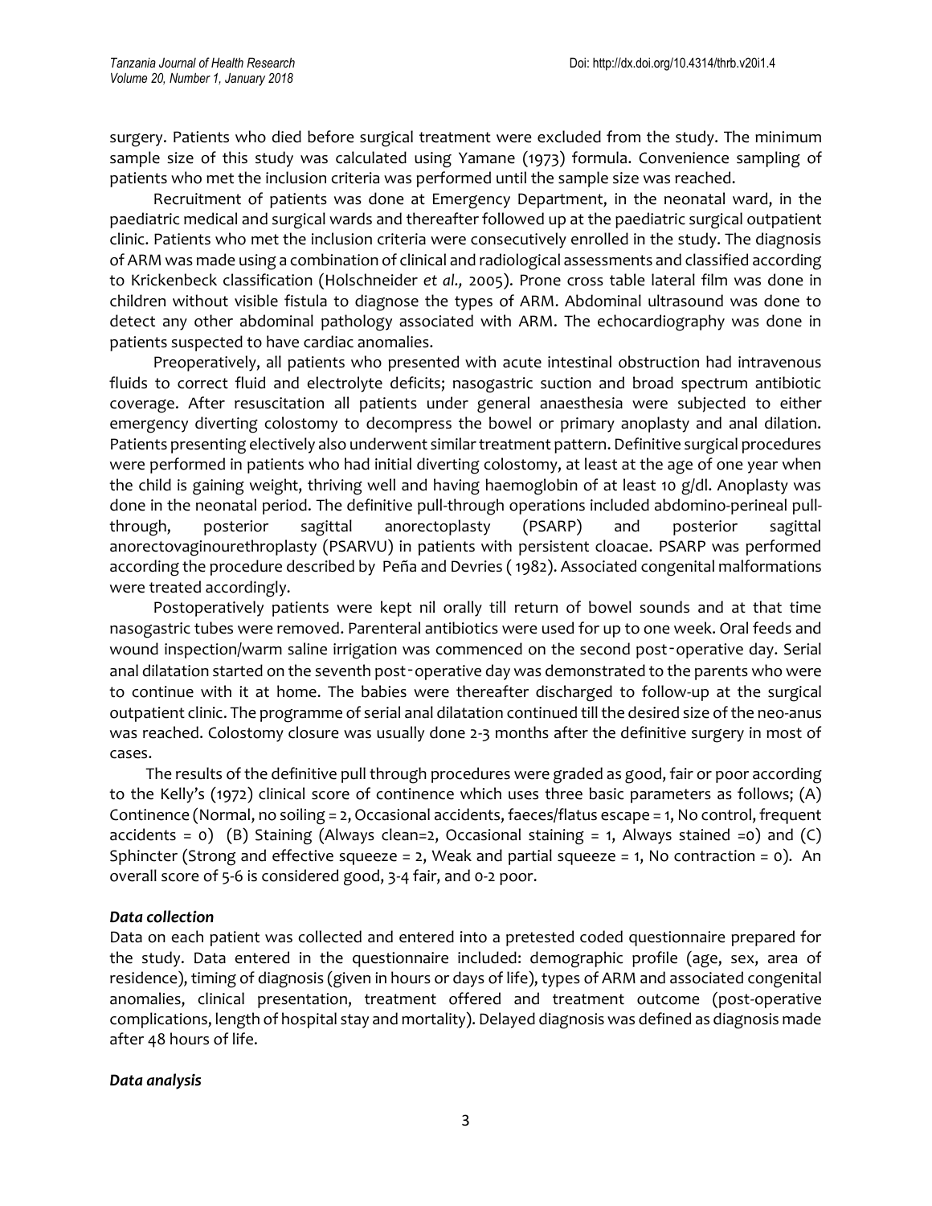surgery. Patients who died before surgical treatment were excluded from the study. The minimum sample size of this study was calculated using Yamane (1973) formula. Convenience sampling of patients who met the inclusion criteria was performed until the sample size was reached.

Recruitment of patients was done at Emergency Department, in the neonatal ward, in the paediatric medical and surgical wards and thereafter followed up at the paediatric surgical outpatient clinic. Patients who met the inclusion criteria were consecutively enrolled in the study. The diagnosis of ARM was made using a combination of clinical and radiological assessments and classified according to Krickenbeck classification (Holschneider *et al.,* 2005). Prone cross table lateral film was done in children without visible fistula to diagnose the types of ARM. Abdominal ultrasound was done to detect any other abdominal pathology associated with ARM. The echocardiography was done in patients suspected to have cardiac anomalies.

Preoperatively, all patients who presented with acute intestinal obstruction had intravenous fluids to correct fluid and electrolyte deficits; nasogastric suction and broad spectrum antibiotic coverage. After resuscitation all patients under general anaesthesia were subjected to either emergency diverting colostomy to decompress the bowel or primary anoplasty and anal dilation. Patients presenting electively also underwent similar treatment pattern. Definitive surgical procedures were performed in patients who had initial diverting colostomy, at least at the age of one year when the child is gaining weight, thriving well and having haemoglobin of at least 10 g/dl. Anoplasty was done in the neonatal period. The definitive pull-through operations included abdomino-perineal pull-through, posterior sagittal anorectoplasty (PSARP) and posterior sagittal anorectovaginourethroplasty (PSARVU) in patients with persistent cloacae. PSARP was performed according the procedure described by Peña and Devries ( 1982). Associated congenital malformations were treated accordingly.

Postoperatively patients were kept nil orally till return of bowel sounds and at that time nasogastric tubes were removed. Parenteral antibiotics were used for up to one week. Oral feeds and wound inspection/warm saline irrigation was commenced on the second post-operative day. Serial anal dilatation started on the seventh post-operative day was demonstrated to the parents who were to continue with it at home. The babies were thereafter discharged to follow-up at the surgical outpatient clinic. The programme of serial anal dilatation continued till the desired size of the neo-anus was reached. Colostomy closure was usually done 2-3 months after the definitive surgery in most of cases.

The results of the definitive pull through procedures were graded as good, fair or poor according to the Kelly's (1972) clinical score of continence which uses three basic parameters as follows; (A) Continence (Normal, no soiling = 2, Occasional accidents, faeces/flatus escape = 1, No control, frequent accidents = 0) (B) Staining (Always clean=2, Occasional staining = 1, Always stained =0) and (C) Sphincter (Strong and effective squeeze = 2, Weak and partial squeeze = 1, No contraction = 0). An overall score of 5-6 is considered good, 3-4 fair, and 0-2 poor.

### *Data collection*

Data on each patient was collected and entered into a pretested coded questionnaire prepared for the study. Data entered in the questionnaire included: demographic profile (age, sex, area of residence), timing of diagnosis (given in hours or days of life), types of ARM and associated congenital anomalies, clinical presentation, treatment offered and treatment outcome (post-operative complications, length of hospital stay and mortality). Delayed diagnosis was defined as diagnosis made after 48 hours of life.

### *Data analysis*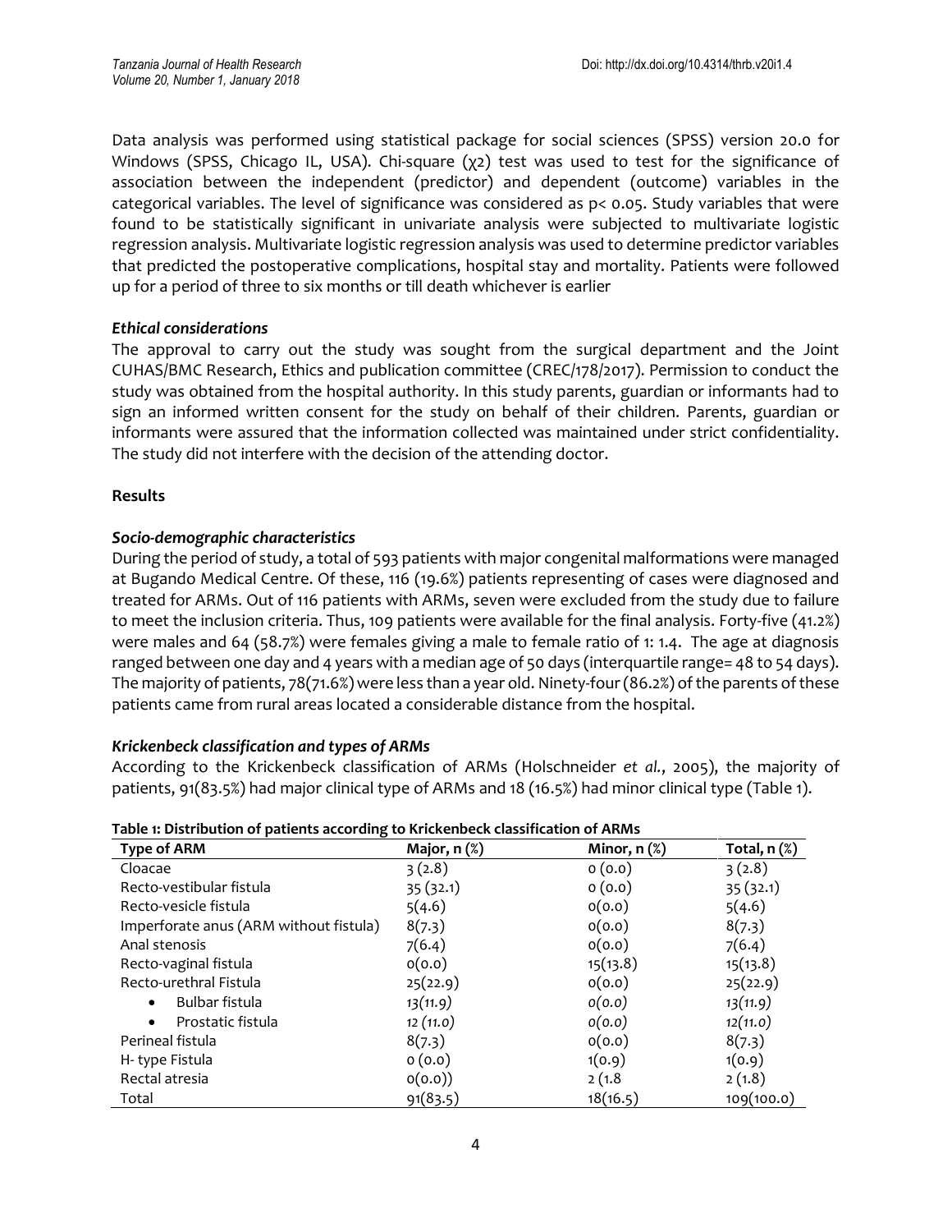Data analysis was performed using statistical package for social sciences (SPSS) version 20.0 for Windows (SPSS, Chicago IL, USA). Chi-square ($\chi 2$) test was used to test for the significance of association between the independent (predictor) and dependent (outcome) variables in the categorical variables. The level of significance was considered as $p < 0.05$. Study variables that were found to be statistically significant in univariate analysis were subjected to multivariate logistic regression analysis. Multivariate logistic regression analysis was used to determine predictor variables that predicted the postoperative complications, hospital stay and mortality. Patients were followed up for a period of three to six months or till death whichever is earlier

### *Ethical considerations*

The approval to carry out the study was sought from the surgical department and the Joint CUHAS/BMC Research, Ethics and publication committee (CREC/178/2017). Permission to conduct the study was obtained from the hospital authority. In this study parents, guardian or informants had to sign an informed written consent for the study on behalf of their children. Parents, guardian or informants were assured that the information collected was maintained under strict confidentiality. The study did not interfere with the decision of the attending doctor.

## Results

### *Socio-demographic characteristics*

During the period of study, a total of 593 patients with major congenital malformations were managed at Bugando Medical Centre. Of these, 116 (19.6%) patients representing of cases were diagnosed and treated for ARMs. Out of 116 patients with ARMs, seven were excluded from the study due to failure to meet the inclusion criteria. Thus, 109 patients were available for the final analysis. Forty-five (41.2%) were males and 64 (58.7%) were females giving a male to female ratio of 1: 1.4. The age at diagnosis ranged between one day and 4 years with a median age of 50 days (interquartile range= 48 to 54 days). The majority of patients, 78(71.6%) were less than a year old. Ninety-four (86.2%) of the parents of these patients came from rural areas located a considerable distance from the hospital.

### *Krickenbeck classification and types of ARMs*

According to the Krickenbeck classification of ARMs (Holschneider *et al.*, 2005), the majority of patients, 91(83.5%) had major clinical type of ARMs and 18 (16.5%) had minor clinical type (Table 1).

**Table 1: Distribution of patients according to Krickenbeck classification of ARMs**

| Type of ARM | Major, n (%) | Minor, n (%) | Total, n (%) |
|---|---|---|---|
| Cloacae | 3 (2.8) | 0 (0.0) | 3 (2.8) |
| Recto-vestibular fistula | 35 (32.1) | 0 (0.0) | 35 (32.1) |
| Recto-vesicle fistula | 5(4.6) | 0(0.0) | 5(4.6) |
| Imperforate anus (ARM without fistula) | 8(7.3) | 0(0.0) | 8(7.3) |
| Anal stenosis | 7(6.4) | 0(0.0) | 7(6.4) |
| Recto-vaginal fistula | 0(0.0) | 15(13.8) | 15(13.8) |
| Recto-urethral Fistula | 25(22.9) | 0(0.0) | 25(22.9) |
| • Bulbar fistula | *13(11.9)* | *0(0.0)* | *13(11.9)* |
| • Prostatic fistula | *12 (11.0)* | *0(0.0)* | *12(11.0)* |
| Perineal fistula | 8(7.3) | 0(0.0) | 8(7.3) |
| H- type Fistula | 0 (0.0) | 1(0.9) | 1(0.9) |
| Rectal atresia | 0(0.0)) | 2 (1.8 | 2 (1.8) |
| Total | 91(83.5) | 18(16.5) | 109(100.0) |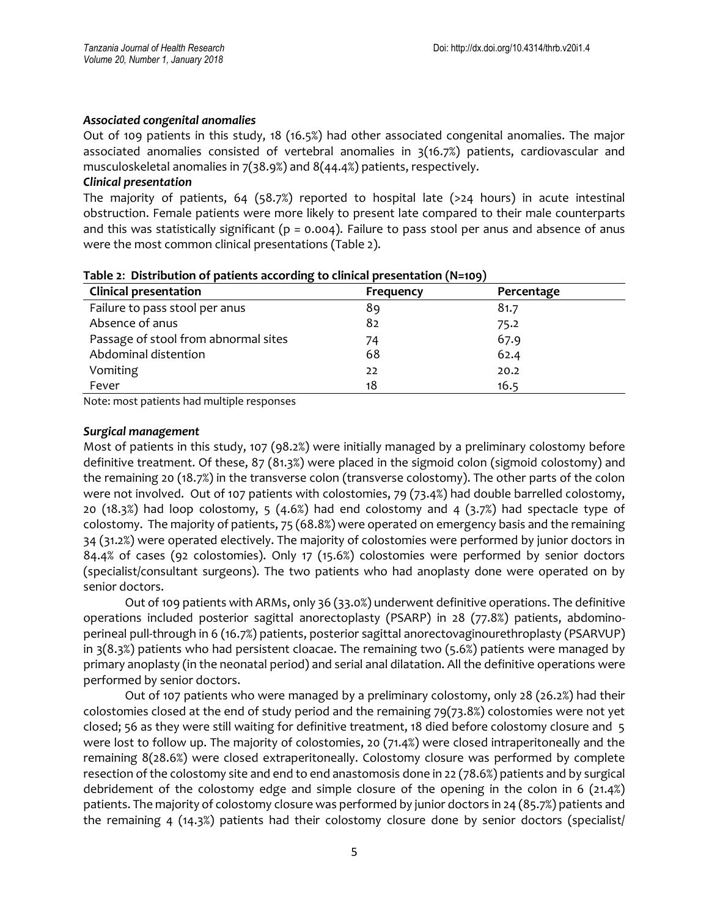### *Associated congenital anomalies*

Out of 109 patients in this study, 18 (16.5%) had other associated congenital anomalies. The major associated anomalies consisted of vertebral anomalies in 3(16.7%) patients, cardiovascular and musculoskeletal anomalies in 7(38.9%) and 8(44.4%) patients, respectively.

### *Clinical presentation*

The majority of patients, 64 (58.7%) reported to hospital late (>24 hours) in acute intestinal obstruction. Female patients were more likely to present late compared to their male counterparts and this was statistically significant ($p = 0.004$). Failure to pass stool per anus and absence of anus were the most common clinical presentations (Table 2).

**Table 2: Distribution of patients according to clinical presentation (N=109)**

| Clinical presentation | Frequency | Percentage |
|---|---|---|
| Failure to pass stool per anus | 89 | 81.7 |
| Absence of anus | 82 | 75.2 |
| Passage of stool from abnormal sites | 74 | 67.9 |
| Abdominal distention | 68 | 62.4 |
| Vomiting | 22 | 20.2 |
| Fever | 18 | 16.5 |

Note: most patients had multiple responses

### *Surgical management*

Most of patients in this study, 107 (98.2%) were initially managed by a preliminary colostomy before definitive treatment. Of these, 87 (81.3%) were placed in the sigmoid colon (sigmoid colostomy) and the remaining 20 (18.7%) in the transverse colon (transverse colostomy). The other parts of the colon were not involved. Out of 107 patients with colostomies, 79 (73.4%) had double barrelled colostomy, 20 (18.3%) had loop colostomy, 5 (4.6%) had end colostomy and 4 (3.7%) had spectacle type of colostomy. The majority of patients, 75 (68.8%) were operated on emergency basis and the remaining 34 (31.2%) were operated electively. The majority of colostomies were performed by junior doctors in 84.4% of cases (92 colostomies). Only 17 (15.6%) colostomies were performed by senior doctors (specialist/consultant surgeons). The two patients who had anoplasty done were operated on by senior doctors.

Out of 109 patients with ARMs, only 36 (33.0%) underwent definitive operations. The definitive operations included posterior sagittal anorectoplasty (PSARP) in 28 (77.8%) patients, abdomino-perineal pull-through in 6 (16.7%) patients, posterior sagittal anorectovaginourethroplasty (PSARVUP) in 3(8.3%) patients who had persistent cloacae. The remaining two (5.6%) patients were managed by primary anoplasty (in the neonatal period) and serial anal dilatation. All the definitive operations were performed by senior doctors.

Out of 107 patients who were managed by a preliminary colostomy, only 28 (26.2%) had their colostomies closed at the end of study period and the remaining 79(73.8%) colostomies were not yet closed; 56 as they were still waiting for definitive treatment, 18 died before colostomy closure and 5 were lost to follow up. The majority of colostomies, 20 (71.4%) were closed intraperitoneally and the remaining 8(28.6%) were closed extraperitoneally. Colostomy closure was performed by complete resection of the colostomy site and end to end anastomosis done in 22 (78.6%) patients and by surgical debridement of the colostomy edge and simple closure of the opening in the colon in 6 (21.4%) patients. The majority of colostomy closure was performed by junior doctors in 24 (85.7%) patients and the remaining 4 (14.3%) patients had their colostomy closure done by senior doctors (specialist/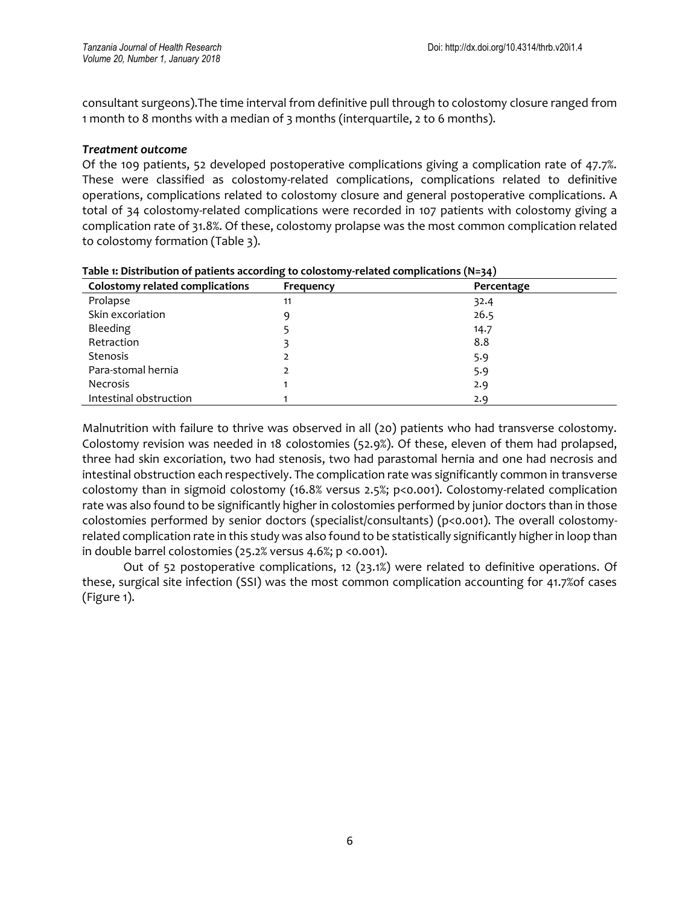consultant surgeons).The time interval from definitive pull through to colostomy closure ranged from 1 month to 8 months with a median of 3 months (interquartile, 2 to 6 months).

### *Treatment outcome*

Of the 109 patients, 52 developed postoperative complications giving a complication rate of 47.7%. These were classified as colostomy-related complications, complications related to definitive operations, complications related to colostomy closure and general postoperative complications. A total of 34 colostomy-related complications were recorded in 107 patients with colostomy giving a complication rate of 31.8%. Of these, colostomy prolapse was the most common complication related to colostomy formation (Table 3).

**Table 1: Distribution of patients according to colostomy-related complications (N=34)**

| Colostomy related complications | Frequency | Percentage |
|---|---|---|
| Prolapse | 11 | 32.4 |
| Skin excoriation | 9 | 26.5 |
| Bleeding | 5 | 14.7 |
| Retraction | 3 | 8.8 |
| Stenosis | 2 | 5.9 |
| Para-stomal hernia | 2 | 5.9 |
| Necrosis | 1 | 2.9 |
| Intestinal obstruction | 1 | 2.9 |

Malnutrition with failure to thrive was observed in all (20) patients who had transverse colostomy. Colostomy revision was needed in 18 colostomies (52.9%). Of these, eleven of them had prolapsed, three had skin excoriation, two had stenosis, two had parastomal hernia and one had necrosis and intestinal obstruction each respectively. The complication rate was significantly common in transverse colostomy than in sigmoid colostomy (16.8% versus 2.5%; $p<0.001$). Colostomy-related complication rate was also found to be significantly higher in colostomies performed by junior doctors than in those colostomies performed by senior doctors (specialist/consultants) ($p<0.001$). The overall colostomy-related complication rate in this study was also found to be statistically significantly higher in loop than in double barrel colostomies (25.2% versus 4.6%; $p<0.001$).

Out of 52 postoperative complications, 12 (23.1%) were related to definitive operations. Of these, surgical site infection (SSI) was the most common complication accounting for 41.7%of cases (Figure 1).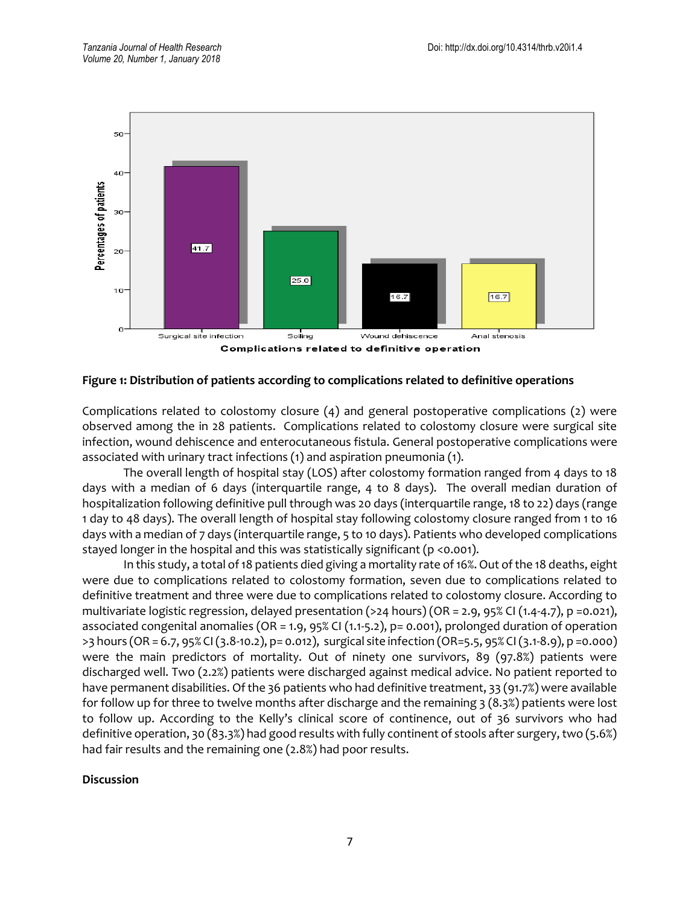**Figure 1: Distribution of patients according to complications related to definitive operations**

Complications related to colostomy closure (4) and general postoperative complications (2) were observed among the in 28 patients. Complications related to colostomy closure were surgical site infection, wound dehiscence and enterocutaneous fistula. General postoperative complications were associated with urinary tract infections (1) and aspiration pneumonia (1).

The overall length of hospital stay (LOS) after colostomy formation ranged from 4 days to 18 days with a median of 6 days (interquartile range, 4 to 8 days). The overall median duration of hospitalization following definitive pull through was 20 days (interquartile range, 18 to 22) days (range 1 day to 48 days). The overall length of hospital stay following colostomy closure ranged from 1 to 16 days with a median of 7 days (interquartile range, 5 to 10 days). Patients who developed complications stayed longer in the hospital and this was statistically significant ($p < 0.001$).

In this study, a total of 18 patients died giving a mortality rate of 16%. Out of the 18 deaths, eight were due to complications related to colostomy formation, seven due to complications related to definitive treatment and three were due to complications related to colostomy closure. According to multivariate logistic regression, delayed presentation (>24 hours) (OR = 2.9, 95% CI (1.4-4.7), $p = 0.021$), associated congenital anomalies (OR = 1.9, 95% CI (1.1-5.2), $p = 0.001$), prolonged duration of operation >3 hours (OR = 6.7, 95% CI (3.8-10.2), $p = 0.012$), surgical site infection (OR=5.5, 95% CI (3.1-8.9), $p = 0.000$) were the main predictors of mortality. Out of ninety one survivors, 89 (97.8%) patients were discharged well. Two (2.2%) patients were discharged against medical advice. No patient reported to have permanent disabilities. Of the 36 patients who had definitive treatment, 33 (91.7%) were available for follow up for three to twelve months after discharge and the remaining 3 (8.3%) patients were lost to follow up. According to the Kelly's clinical score of continence, out of 36 survivors who had definitive operation, 30 (83.3%) had good results with fully continent of stools after surgery, two (5.6%) had fair results and the remaining one (2.8%) had poor results.

**Discussion**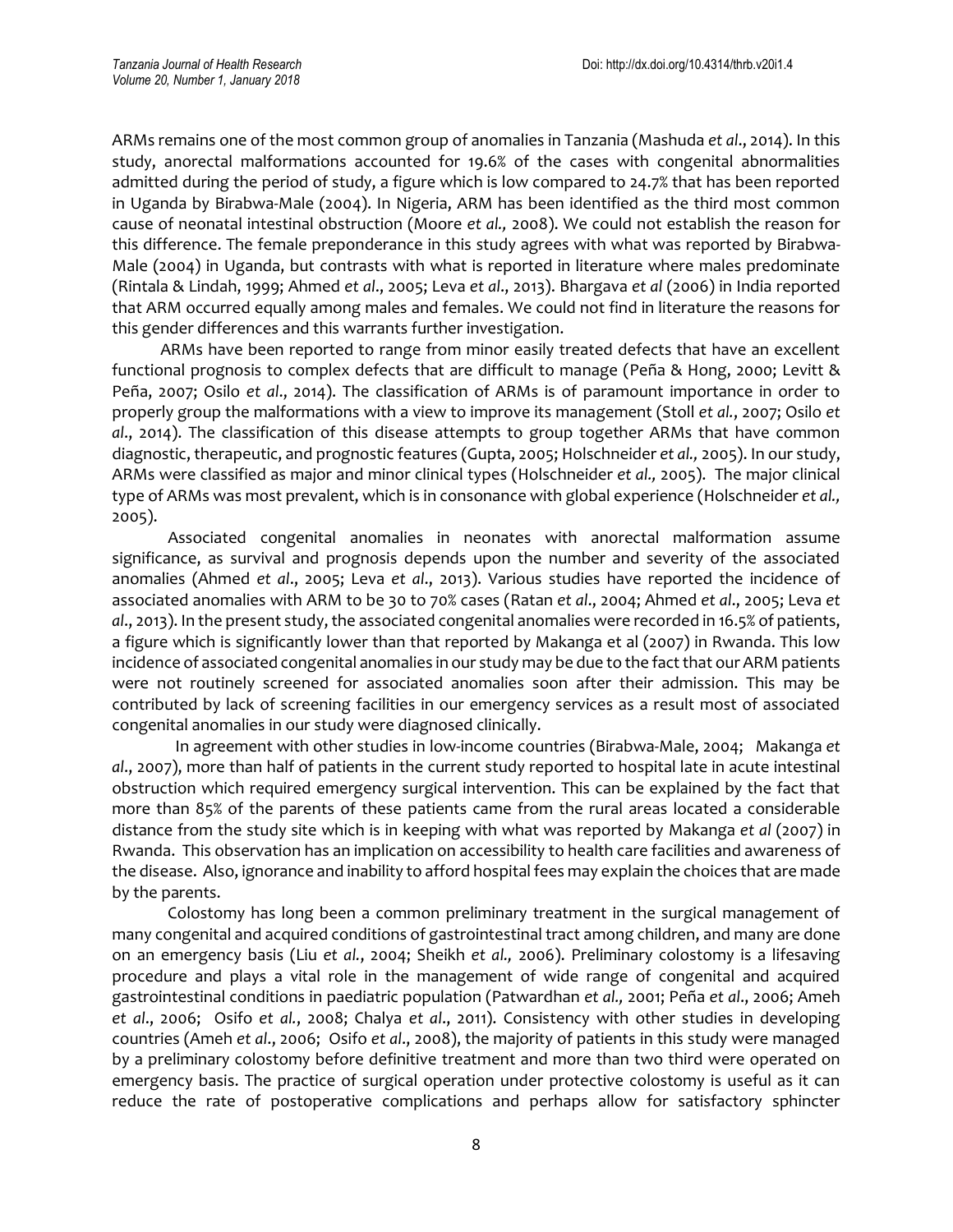ARMs remains one of the most common group of anomalies in Tanzania (Mashuda *et al*., 2014). In this study, anorectal malformations accounted for 19.6% of the cases with congenital abnormalities admitted during the period of study, a figure which is low compared to 24.7% that has been reported in Uganda by Birabwa-Male (2004). In Nigeria, ARM has been identified as the third most common cause of neonatal intestinal obstruction (Moore *et al.,* 2008). We could not establish the reason for this difference. The female preponderance in this study agrees with what was reported by Birabwa-Male (2004) in Uganda, but contrasts with what is reported in literature where males predominate (Rintala & Lindah, 1999; Ahmed *et al*., 2005; Leva *et al*., 2013). Bhargava *et al* (2006) in India reported that ARM occurred equally among males and females. We could not find in literature the reasons for this gender differences and this warrants further investigation.

ARMs have been reported to range from minor easily treated defects that have an excellent functional prognosis to complex defects that are difficult to manage (Peña & Hong, 2000; Levitt & Peña, 2007; Osilo *et al*., 2014). The classification of ARMs is of paramount importance in order to properly group the malformations with a view to improve its management (Stoll *et al.*, 2007; Osilo *et al*., 2014). The classification of this disease attempts to group together ARMs that have common diagnostic, therapeutic, and prognostic features (Gupta, 2005; Holschneider *et al.,* 2005). In our study, ARMs were classified as major and minor clinical types (Holschneider *et al.,* 2005). The major clinical type of ARMs was most prevalent, which is in consonance with global experience (Holschneider *et al.,* 2005).

Associated congenital anomalies in neonates with anorectal malformation assume significance, as survival and prognosis depends upon the number and severity of the associated anomalies (Ahmed *et al*., 2005; Leva *et al*., 2013). Various studies have reported the incidence of associated anomalies with ARM to be 30 to 70% cases (Ratan *et al*., 2004; Ahmed *et al*., 2005; Leva *et al*., 2013). In the present study, the associated congenital anomalies were recorded in 16.5% of patients, a figure which is significantly lower than that reported by Makanga et al (2007) in Rwanda. This low incidence of associated congenital anomalies in our study may be due to the fact that our ARM patients were not routinely screened for associated anomalies soon after their admission. This may be contributed by lack of screening facilities in our emergency services as a result most of associated congenital anomalies in our study were diagnosed clinically.

In agreement with other studies in low-income countries (Birabwa-Male, 2004; Makanga *et al*., 2007), more than half of patients in the current study reported to hospital late in acute intestinal obstruction which required emergency surgical intervention. This can be explained by the fact that more than 85% of the parents of these patients came from the rural areas located a considerable distance from the study site which is in keeping with what was reported by Makanga *et al* (2007) in Rwanda. This observation has an implication on accessibility to health care facilities and awareness of the disease. Also, ignorance and inability to afford hospital fees may explain the choices that are made by the parents.

Colostomy has long been a common preliminary treatment in the surgical management of many congenital and acquired conditions of gastrointestinal tract among children, and many are done on an emergency basis (Liu *et al.*, 2004; Sheikh *et al.,* 2006). Preliminary colostomy is a lifesaving procedure and plays a vital role in the management of wide range of congenital and acquired gastrointestinal conditions in paediatric population (Patwardhan *et al.,* 2001; Peña *et al*., 2006; Ameh *et al*., 2006; Osifo *et al.*, 2008; Chalya *et al*., 2011). Consistency with other studies in developing countries (Ameh *et al*., 2006; Osifo *et al*., 2008), the majority of patients in this study were managed by a preliminary colostomy before definitive treatment and more than two third were operated on emergency basis. The practice of surgical operation under protective colostomy is useful as it can reduce the rate of postoperative complications and perhaps allow for satisfactory sphincter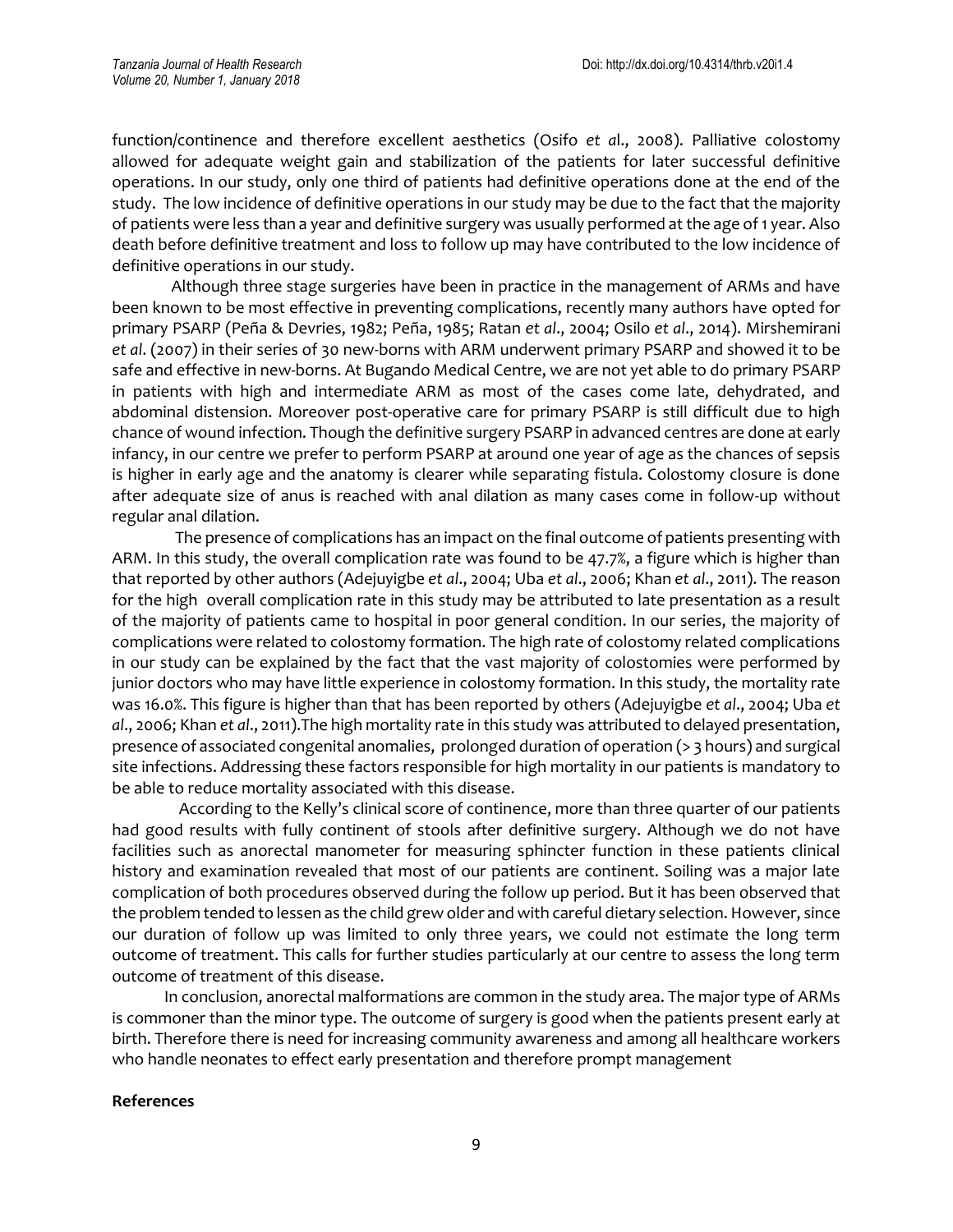function/continence and therefore excellent aesthetics (Osifo *et a*l., 2008). Palliative colostomy allowed for adequate weight gain and stabilization of the patients for later successful definitive operations. In our study, only one third of patients had definitive operations done at the end of the study. The low incidence of definitive operations in our study may be due to the fact that the majority of patients were less than a year and definitive surgery was usually performed at the age of 1 year. Also death before definitive treatment and loss to follow up may have contributed to the low incidence of definitive operations in our study.

Although three stage surgeries have been in practice in the management of ARMs and have been known to be most effective in preventing complications, recently many authors have opted for primary PSARP (Peña & Devries, 1982; Peña, 1985; Ratan *et al*., 2004; Osilo *et al*., 2014). Mirshemirani *et al*. (2007) in their series of 30 new-borns with ARM underwent primary PSARP and showed it to be safe and effective in new-borns. At Bugando Medical Centre, we are not yet able to do primary PSARP in patients with high and intermediate ARM as most of the cases come late, dehydrated, and abdominal distension. Moreover post-operative care for primary PSARP is still difficult due to high chance of wound infection. Though the definitive surgery PSARP in advanced centres are done at early infancy, in our centre we prefer to perform PSARP at around one year of age as the chances of sepsis is higher in early age and the anatomy is clearer while separating fistula. Colostomy closure is done after adequate size of anus is reached with anal dilation as many cases come in follow-up without regular anal dilation.

The presence of complications has an impact on the final outcome of patients presenting with ARM. In this study, the overall complication rate was found to be 47.7%, a figure which is higher than that reported by other authors (Adejuyigbe *et al*., 2004; Uba *et al*., 2006; Khan *et al*., 2011). The reason for the high overall complication rate in this study may be attributed to late presentation as a result of the majority of patients came to hospital in poor general condition. In our series, the majority of complications were related to colostomy formation. The high rate of colostomy related complications in our study can be explained by the fact that the vast majority of colostomies were performed by junior doctors who may have little experience in colostomy formation. In this study, the mortality rate was 16.0%. This figure is higher than that has been reported by others (Adejuyigbe *et al*., 2004; Uba *et al*., 2006; Khan *et al*., 2011).The high mortality rate in this study was attributed to delayed presentation, presence of associated congenital anomalies, prolonged duration of operation (> 3 hours) and surgical site infections. Addressing these factors responsible for high mortality in our patients is mandatory to be able to reduce mortality associated with this disease.

According to the Kelly's clinical score of continence, more than three quarter of our patients had good results with fully continent of stools after definitive surgery. Although we do not have facilities such as anorectal manometer for measuring sphincter function in these patients clinical history and examination revealed that most of our patients are continent. Soiling was a major late complication of both procedures observed during the follow up period. But it has been observed that the problem tended to lessen as the child grew older and with careful dietary selection. However, since our duration of follow up was limited to only three years, we could not estimate the long term outcome of treatment. This calls for further studies particularly at our centre to assess the long term outcome of treatment of this disease.

In conclusion, anorectal malformations are common in the study area. The major type of ARMs is commoner than the minor type. The outcome of surgery is good when the patients present early at birth. Therefore there is need for increasing community awareness and among all healthcare workers who handle neonates to effect early presentation and therefore prompt management

**References**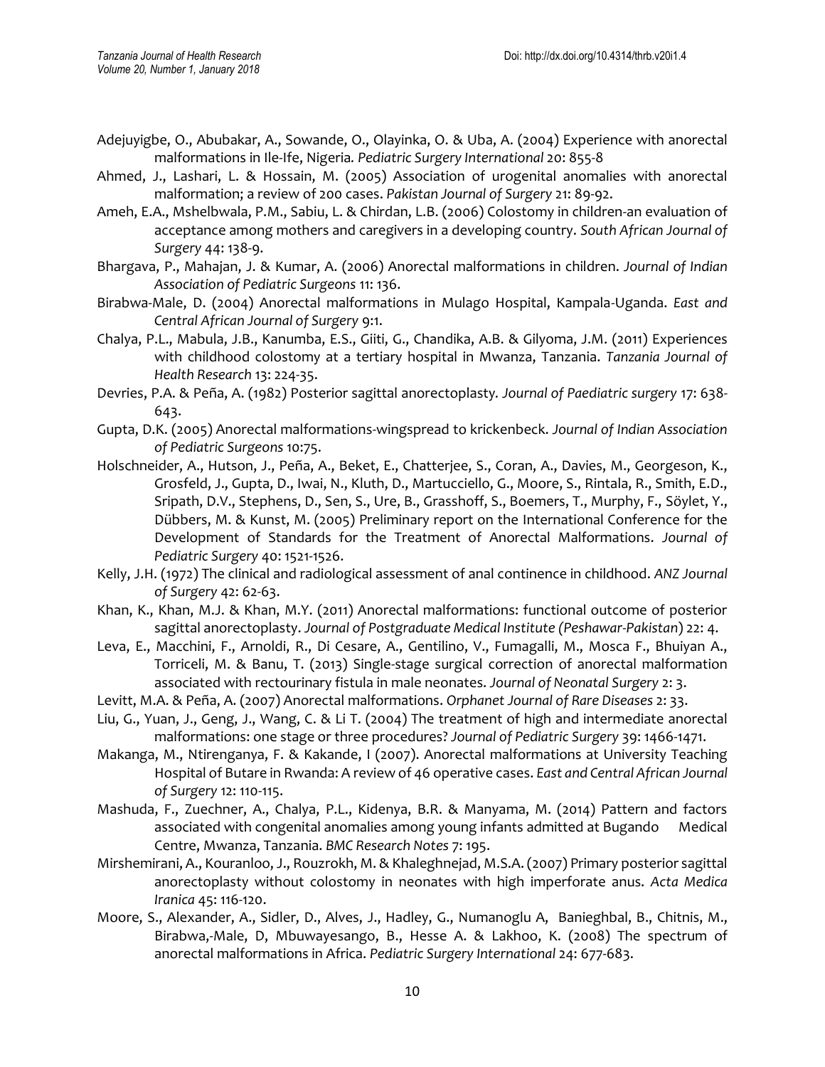Adejuyigbe, O., Abubakar, A., Sowande, O., Olayinka, O. & Uba, A. (2004) Experience with anorectal malformations in Ile-Ife, Nigeria. *Pediatric Surgery International* 20: 855-8

Ahmed, J., Lashari, L. & Hossain, M. (2005) Association of urogenital anomalies with anorectal malformation; a review of 200 cases. *Pakistan Journal of Surgery* 21: 89-92.

Ameh, E.A., Mshelbwala, P.M., Sabiu, L. & Chirdan, L.B. (2006) Colostomy in children-an evaluation of acceptance among mothers and caregivers in a developing country. *South African Journal of Surgery* 44: 138-9.

Bhargava, P., Mahajan, J. & Kumar, A. (2006) Anorectal malformations in children. *Journal of Indian Association of Pediatric Surgeons* 11: 136.

Birabwa-Male, D. (2004) Anorectal malformations in Mulago Hospital, Kampala-Uganda. *East and Central African Journal of Surgery* 9:1.

Chalya, P.L., Mabula, J.B., Kanumba, E.S., Giiti, G., Chandika, A.B. & Gilyoma, J.M. (2011) Experiences with childhood colostomy at a tertiary hospital in Mwanza, Tanzania. *Tanzania Journal of Health Research* 13: 224-35.

Devries, P.A. & Peña, A. (1982) Posterior sagittal anorectoplasty. *Journal of Paediatric surgery* 17: 638-643.

Gupta, D.K. (2005) Anorectal malformations-wingspread to krickenbeck. *Journal of Indian Association of Pediatric Surgeons* 10:75.

Holschneider, A., Hutson, J., Peña, A., Beket, E., Chatterjee, S., Coran, A., Davies, M., Georgeson, K., Grosfeld, J., Gupta, D., Iwai, N., Kluth, D., Martucciello, G., Moore, S., Rintala, R., Smith, E.D., Sripath, D.V., Stephens, D., Sen, S., Ure, B., Grasshoff, S., Boemers, T., Murphy, F., Söylet, Y., Dübbers, M. & Kunst, M. (2005) Preliminary report on the International Conference for the Development of Standards for the Treatment of Anorectal Malformations. *Journal of Pediatric Surgery* 40: 1521-1526.

Kelly, J.H. (1972) The clinical and radiological assessment of anal continence in childhood. *ANZ Journal of Surgery* 42: 62-63.

Khan, K., Khan, M.J. & Khan, M.Y. (2011) Anorectal malformations: functional outcome of posterior sagittal anorectoplasty. *Journal of Postgraduate Medical Institute (Peshawar-Pakistan)* 22: 4.

Leva, E., Macchini, F., Arnoldi, R., Di Cesare, A., Gentilino, V., Fumagalli, M., Mosca F., Bhuiyan A., Torriceli, M. & Banu, T. (2013) Single-stage surgical correction of anorectal malformation associated with rectourinary fistula in male neonates. *Journal of Neonatal Surgery* 2: 3.

Levitt, M.A. & Peña, A. (2007) Anorectal malformations. *Orphanet Journal of Rare Diseases* 2: 33.

Liu, G., Yuan, J., Geng, J., Wang, C. & Li T. (2004) The treatment of high and intermediate anorectal malformations: one stage or three procedures? *Journal of Pediatric Surgery* 39: 1466-1471.

Makanga, M., Ntirenganya, F. & Kakande, I (2007). Anorectal malformations at University Teaching Hospital of Butare in Rwanda: A review of 46 operative cases. *East and Central African Journal of Surgery* 12: 110-115.

Mashuda, F., Zuechner, A., Chalya, P.L., Kidenya, B.R. & Manyama, M. (2014) Pattern and factors associated with congenital anomalies among young infants admitted at Bugando Medical Centre, Mwanza, Tanzania. *BMC Research Notes* 7: 195.

Mirshemirani, A., Kouranloo, J., Rouzrokh, M. & Khaleghnejad, M.S.A. (2007) Primary posterior sagittal anorectoplasty without colostomy in neonates with high imperforate anus. *Acta Medica Iranica* 45: 116-120.

Moore, S., Alexander, A., Sidler, D., Alves, J., Hadley, G., Numanoglu A, Banieghbal, B., Chitnis, M., Birabwa,-Male, D, Mbuwayesango, B., Hesse A. & Lakhoo, K. (2008) The spectrum of anorectal malformations in Africa. *Pediatric Surgery International* 24: 677-683.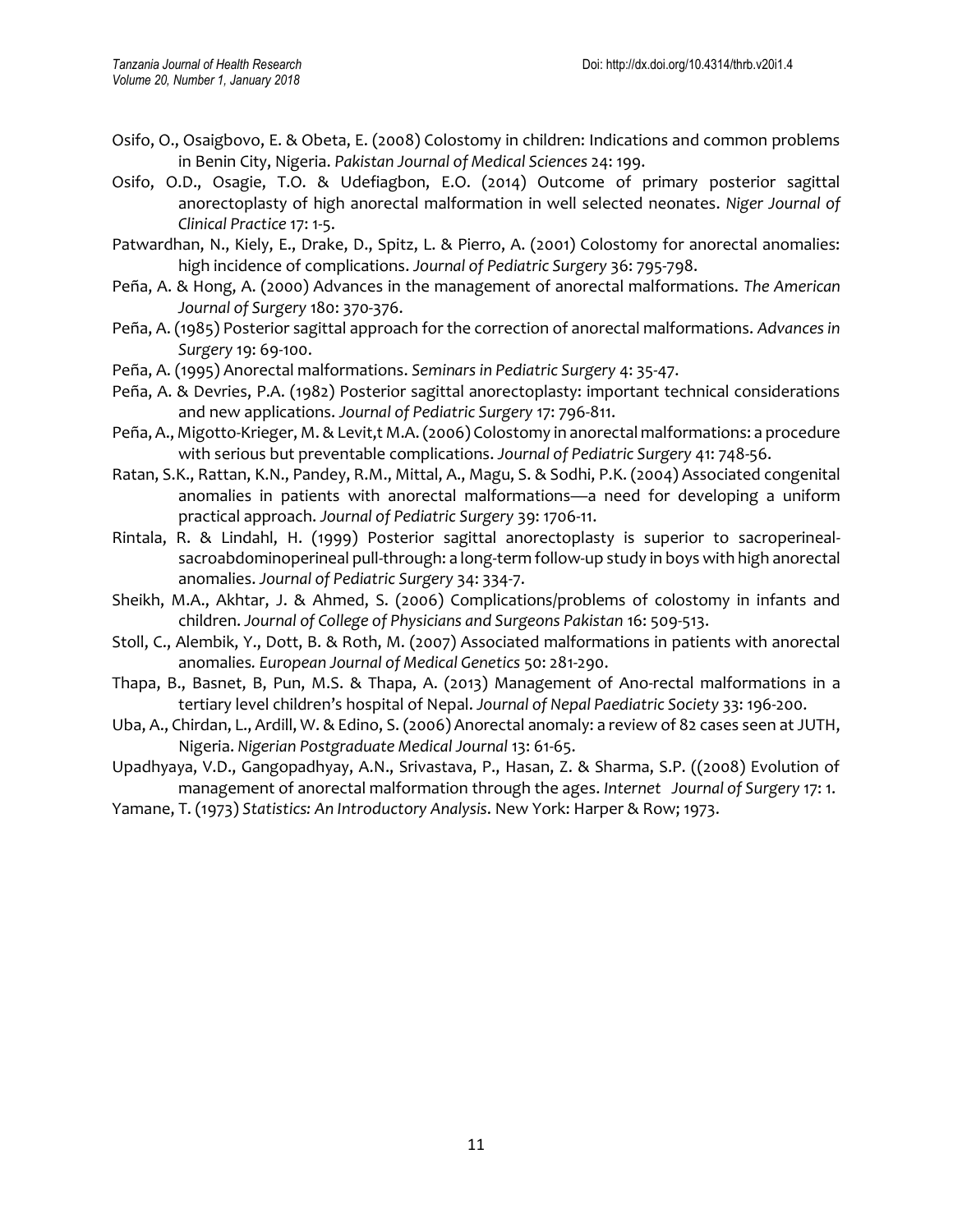Osifo, O., Osaigbovo, E. & Obeta, E. (2008) Colostomy in children: Indications and common problems in Benin City, Nigeria. *Pakistan Journal of Medical Sciences* 24: 199.

Osifo, O.D., Osagie, T.O. & Udefiagbon, E.O. (2014) Outcome of primary posterior sagittal anorectoplasty of high anorectal malformation in well selected neonates. *Niger Journal of Clinical Practice* 17: 1-5.

Patwardhan, N., Kiely, E., Drake, D., Spitz, L. & Pierro, A. (2001) Colostomy for anorectal anomalies: high incidence of complications. *Journal of Pediatric Surgery* 36: 795-798.

Peña, A. & Hong, A. (2000) Advances in the management of anorectal malformations. *The American Journal of Surgery* 180: 370-376.

Peña, A. (1985) Posterior sagittal approach for the correction of anorectal malformations. *Advances in Surgery* 19: 69-100.

Peña, A. (1995) Anorectal malformations. *Seminars in Pediatric Surgery* 4: 35-47.

Peña, A. & Devries, P.A. (1982) Posterior sagittal anorectoplasty: important technical considerations and new applications. *Journal of Pediatric Surgery* 17: 796-811.

Peña, A., Migotto-Krieger, M. & Levit,t M.A. (2006) Colostomy in anorectal malformations: a procedure with serious but preventable complications. *Journal of Pediatric Surgery* 41: 748-56.

Ratan, S.K., Rattan, K.N., Pandey, R.M., Mittal, A., Magu, S. & Sodhi, P.K. (2004) Associated congenital anomalies in patients with anorectal malformations—a need for developing a uniform practical approach. *Journal of Pediatric Surgery* 39: 1706-11.

Rintala, R. & Lindahl, H. (1999) Posterior sagittal anorectoplasty is superior to sacroperineal-sacroabdominoperineal pull-through: a long-term follow-up study in boys with high anorectal anomalies. *Journal of Pediatric Surgery* 34: 334-7.

Sheikh, M.A., Akhtar, J. & Ahmed, S. (2006) Complications/problems of colostomy in infants and children. *Journal of College of Physicians and Surgeons Pakistan* 16: 509-513.

Stoll, C., Alembik, Y., Dott, B. & Roth, M. (2007) Associated malformations in patients with anorectal anomalies. *European Journal of Medical Genetics* 50: 281-290.

Thapa, B., Basnet, B, Pun, M.S. & Thapa, A. (2013) Management of Ano-rectal malformations in a tertiary level children's hospital of Nepal. *Journal of Nepal Paediatric Society* 33: 196-200.

Uba, A., Chirdan, L., Ardill, W. & Edino, S. (2006) Anorectal anomaly: a review of 82 cases seen at JUTH, Nigeria. *Nigerian Postgraduate Medical Journal* 13: 61-65.

Upadhyaya, V.D., Gangopadhyay, A.N., Srivastava, P., Hasan, Z. & Sharma, S.P. ((2008) Evolution of management of anorectal malformation through the ages. *Internet Journal of Surgery* 17: 1.

Yamane, T. (1973) *Statistics: An Introductory Analysis*. New York: Harper & Row; 1973.